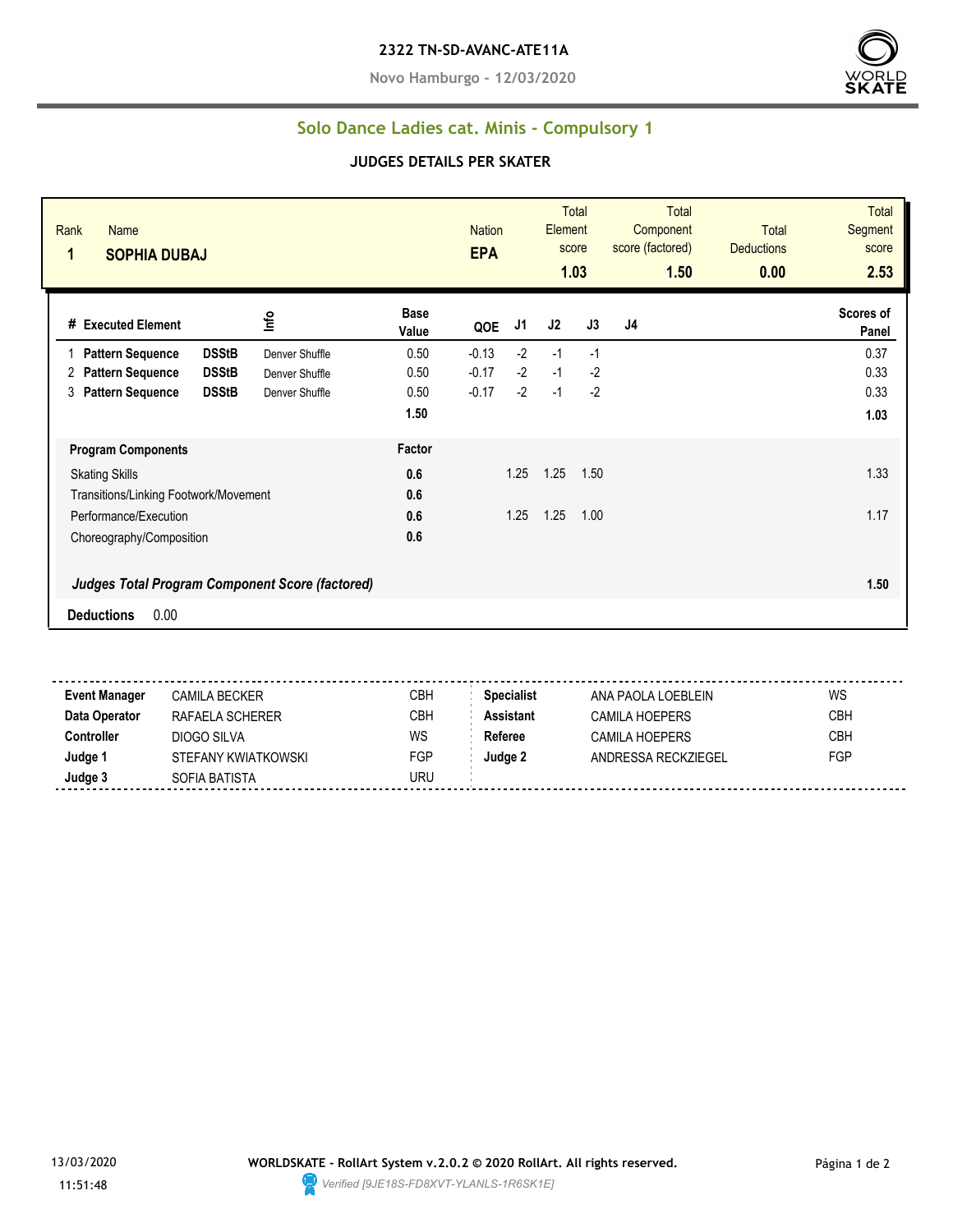**2322 TN-SD-AVANC-ATE11A**

**Novo Hamburgo - 12/03/2020**

## Solo Dance Ladies cat. Minis - Compulsory 1

### JUDGES DETAILS PER SKATER

| Rank | Name | Nation | Total Element score | Total Component score (factored) | Total Deductions | Total Segment score |
|---|---|---|---|---|---|---|
| 1 | SOPHIA DUBAJ | EPA | 1.03 | 1.50 | 0.00 | 2.53 |

| # | Executed Element | | Info | Base Value | QOE | J1 | J2 | J3 | J4 | Scores of Panel |
|---|---|---|---|---|---|---|---|---|---|---|
| 1 | Pattern Sequence | DSStB | Denver Shuffle | 0.50 | -0.13 | -2 | -1 | -1 | | 0.37 |
| 2 | Pattern Sequence | DSStB | Denver Shuffle | 0.50 | -0.17 | -2 | -1 | -2 | | 0.33 |
| 3 | Pattern Sequence | DSStB | Denver Shuffle | 0.50 | -0.17 | -2 | -1 | -2 | | 0.33 |
| | | | | 1.50 | | | | | | 1.03 |

| Program Components | Factor | J1 | J2 | J3 | J4 | Scores of Panel |
|---|---|---|---|---|---|---|
| Skating Skills | 0.6 | 1.25 | 1.25 | 1.50 | | 1.33 |
| Transitions/Linking Footwork/Movement | 0.6 | | | | | |
| Performance/Execution | 0.6 | 1.25 | 1.25 | 1.00 | | 1.17 |
| Choreography/Composition | 0.6 | | | | | |
| *Judges Total Program Component Score (factored)* | | | | | | 1.50 |

**Deductions** 0.00

| | | | | | |
|---|---|---|---|---|---|
| **Event Manager** | CAMILA BECKER | CBH | **Specialist** | ANA PAOLA LOEBLEIN | WS |
| **Data Operator** | RAFAELA SCHERER | CBH | **Assistant** | CAMILA HOEPERS | CBH |
| **Controller** | DIOGO SILVA | WS | **Referee** | CAMILA HOEPERS | CBH |
| **Judge 1** | STEFANY KWIATKOWSKI | FGP | **Judge 2** | ANDRESSA RECKZIEGEL | FGP |
| **Judge 3** | SOFIA BATISTA | URU | | | |

13/03/2020 11:51:48

**WORLDSKATE - RollArt System v.2.0.2 © 2020 RollArt. All rights reserved.**

*Verified [9JE18S-FD8XVT-YLANLS-1R6SK1E]*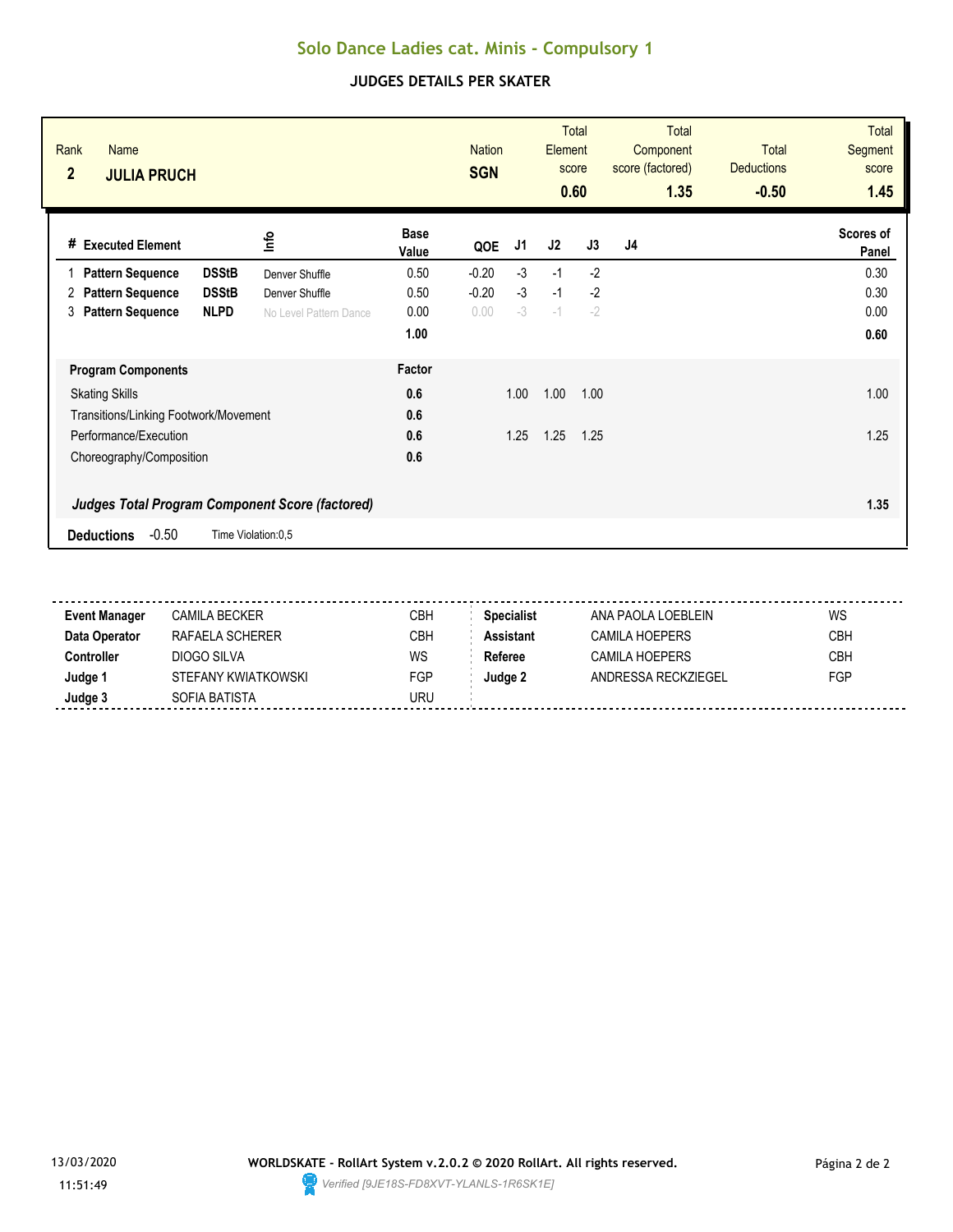# Solo Dance Ladies cat. Minis - Compulsory 1

## JUDGES DETAILS PER SKATER

| Rank | Name | Nation | Total Element score | Total Component score (factored) | Total Deductions | Total Segment score |
|---|---|---|---|---|---|---|
| **2** | **JULIA PRUCH** | **SGN** | **0.60** | **1.35** | **-0.50** | **1.45** |

| # | Executed Element | | Info | Base Value | QOE | J1 | J2 | J3 | J4 | Scores of Panel |
|---|---|---|---|---|---|---|---|---|---|---|
| 1 | **Pattern Sequence** | **DSStB** | Denver Shuffle | 0.50 | -0.20 | -3 | -1 | -2 | | 0.30 |
| 2 | **Pattern Sequence** | **DSStB** | Denver Shuffle | 0.50 | -0.20 | -3 | -1 | -2 | | 0.30 |
| 3 | **Pattern Sequence** | **NLPD** | No Level Pattern Dance | 0.00 | 0.00 | -3 | -1 | -2 | | 0.00 |
| | | | | **1.00** | | | | | | **0.60** |

| **Program Components** | **Factor** | J1 | J2 | J3 | J4 | |
|---|---|---|---|---|---|---|
| Skating Skills | **0.6** | 1.00 | 1.00 | 1.00 | | 1.00 |
| Transitions/Linking Footwork/Movement | **0.6** | | | | | |
| Performance/Execution | **0.6** | 1.25 | 1.25 | 1.25 | | 1.25 |
| Choreography/Composition | **0.6** | | | | | |
| ***Judges Total Program Component Score (factored)*** | | | | | | **1.35** |

**Deductions** -0.50 Time Violation:0,5

| | | | | | |
|---|---|---|---|---|---|
| **Event Manager** | CAMILA BECKER | CBH | **Specialist** | ANA PAOLA LOEBLEIN | WS |
| **Data Operator** | RAFAELA SCHERER | CBH | **Assistant** | CAMILA HOEPERS | CBH |
| **Controller** | DIOGO SILVA | WS | **Referee** | CAMILA HOEPERS | CBH |
| **Judge 1** | STEFANY KWIATKOWSKI | FGP | **Judge 2** | ANDRESSA RECKZIEGEL | FGP |
| **Judge 3** | SOFIA BATISTA | URU | | | |

13/03/2020
11:51:49

**WORLDSKATE - RollArt System v.2.0.2 © 2020 RollArt. All rights reserved.**

*Verified [9JE18S-FD8XVT-YLANLS-1R6SK1E]*